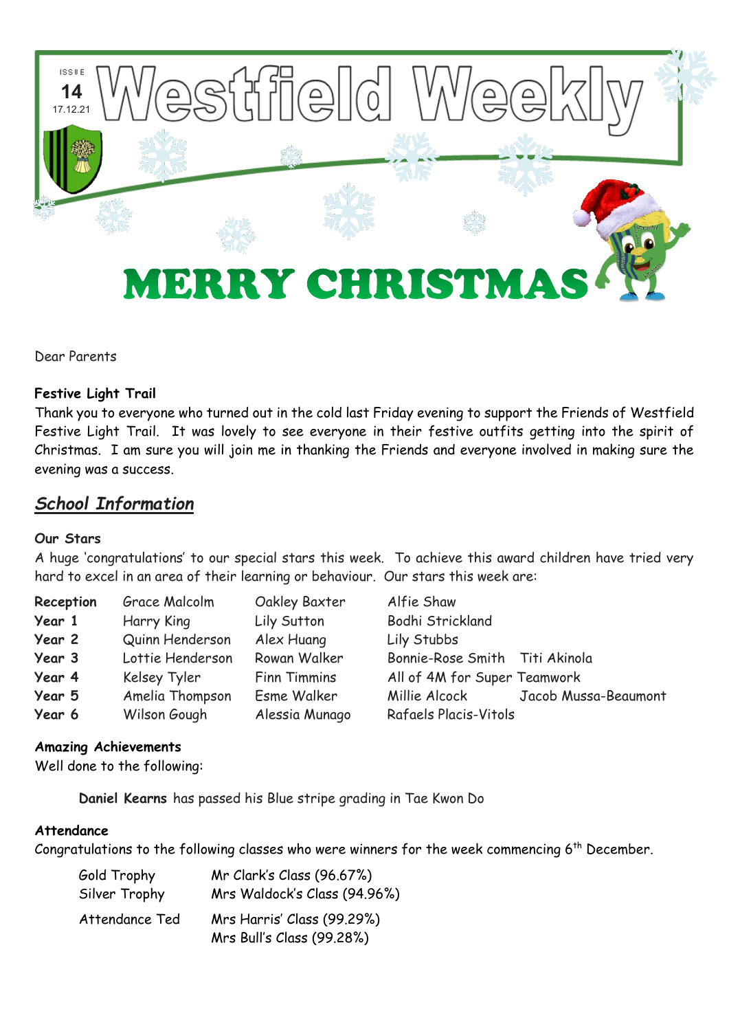ISSUE 14
17.12.21

# Westfield Weekly

# MERRY CHRISTMAS

Dear Parents

**Festive Light Trail**

Thank you to everyone who turned out in the cold last Friday evening to support the Friends of Westfield Festive Light Trail. It was lovely to see everyone in their festive outfits getting into the spirit of Christmas. I am sure you will join me in thanking the Friends and everyone involved in making sure the evening was a success.

## *School Information*

**Our Stars**

A huge 'congratulations' to our special stars this week. To achieve this award children have tried very hard to excel in an area of their learning or behaviour. Our stars this week are:

| | | | | |
|---|---|---|---|---|
| **Reception** | Grace Malcolm | Oakley Baxter | Alfie Shaw | |
| **Year 1** | Harry King | Lily Sutton | Bodhi Strickland | |
| **Year 2** | Quinn Henderson | Alex Huang | Lily Stubbs | |
| **Year 3** | Lottie Henderson | Rowan Walker | Bonnie-Rose Smith | Titi Akinola |
| **Year 4** | Kelsey Tyler | Finn Timmins | All of 4M for Super Teamwork | |
| **Year 5** | Amelia Thompson | Esme Walker | Millie Alcock | Jacob Mussa-Beaumont |
| **Year 6** | Wilson Gough | Alessia Munago | Rafaels Placis-Vitols | |

**Amazing Achievements**

Well done to the following:

**Daniel Kearns** has passed his Blue stripe grading in Tae Kwon Do

**Attendance**

Congratulations to the following classes who were winners for the week commencing 6th December.

| | |
|---|---|
| Gold Trophy | Mr Clark's Class (96.67%) |
| Silver Trophy | Mrs Waldock's Class (94.96%) |
| Attendance Ted | Mrs Harris' Class (99.29%) |
| | Mrs Bull's Class (99.28%) |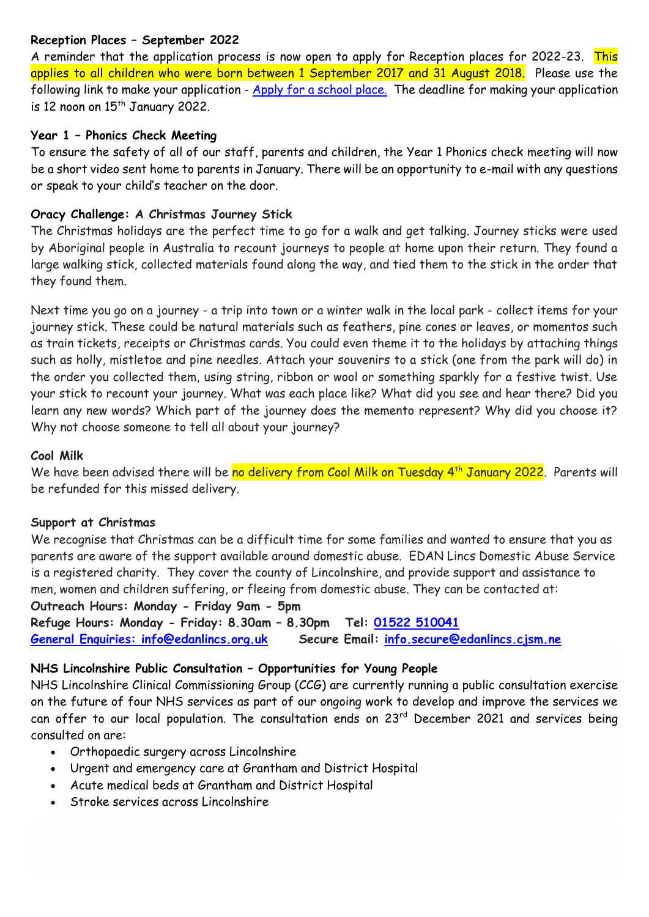**Reception Places – September 2022**

A reminder that the application process is now open to apply for Reception places for 2022-23. This applies to all children who were born between 1 September 2017 and 31 August 2018. Please use the following link to make your application - Apply for a school place. The deadline for making your application is 12 noon on 15th January 2022.

**Year 1 – Phonics Check Meeting**

To ensure the safety of all of our staff, parents and children, the Year 1 Phonics check meeting will now be a short video sent home to parents in January. There will be an opportunity to e-mail with any questions or speak to your child's teacher on the door.

**Oracy Challenge: A Christmas Journey Stick**

The Christmas holidays are the perfect time to go for a walk and get talking. Journey sticks were used by Aboriginal people in Australia to recount journeys to people at home upon their return. They found a large walking stick, collected materials found along the way, and tied them to the stick in the order that they found them.

Next time you go on a journey - a trip into town or a winter walk in the local park - collect items for your journey stick. These could be natural materials such as feathers, pine cones or leaves, or momentos such as train tickets, receipts or Christmas cards. You could even theme it to the holidays by attaching things such as holly, mistletoe and pine needles. Attach your souvenirs to a stick (one from the park will do) in the order you collected them, using string, ribbon or wool or something sparkly for a festive twist. Use your stick to recount your journey. What was each place like? What did you see and hear there? Did you learn any new words? Which part of the journey does the memento represent? Why did you choose it? Why not choose someone to tell all about your journey?

**Cool Milk**

We have been advised there will be no delivery from Cool Milk on Tuesday 4th January 2022. Parents will be refunded for this missed delivery.

**Support at Christmas**

We recognise that Christmas can be a difficult time for some families and wanted to ensure that you as parents are aware of the support available around domestic abuse. EDAN Lincs Domestic Abuse Service is a registered charity. They cover the county of Lincolnshire, and provide support and assistance to men, women and children suffering, or fleeing from domestic abuse. They can be contacted at:

**Outreach Hours: Monday - Friday 9am - 5pm**
**Refuge Hours: Monday - Friday: 8.30am – 8.30pm Tel: 01522 510041**
**General Enquiries: info@edanlincs.org.uk Secure Email: info.secure@edanlincs.cjsm.ne**

**NHS Lincolnshire Public Consultation – Opportunities for Young People**

NHS Lincolnshire Clinical Commissioning Group (CCG) are currently running a public consultation exercise on the future of four NHS services as part of our ongoing work to develop and improve the services we can offer to our local population. The consultation ends on 23rd December 2021 and services being consulted on are:

- Orthopaedic surgery across Lincolnshire
- Urgent and emergency care at Grantham and District Hospital
- Acute medical beds at Grantham and District Hospital
- Stroke services across Lincolnshire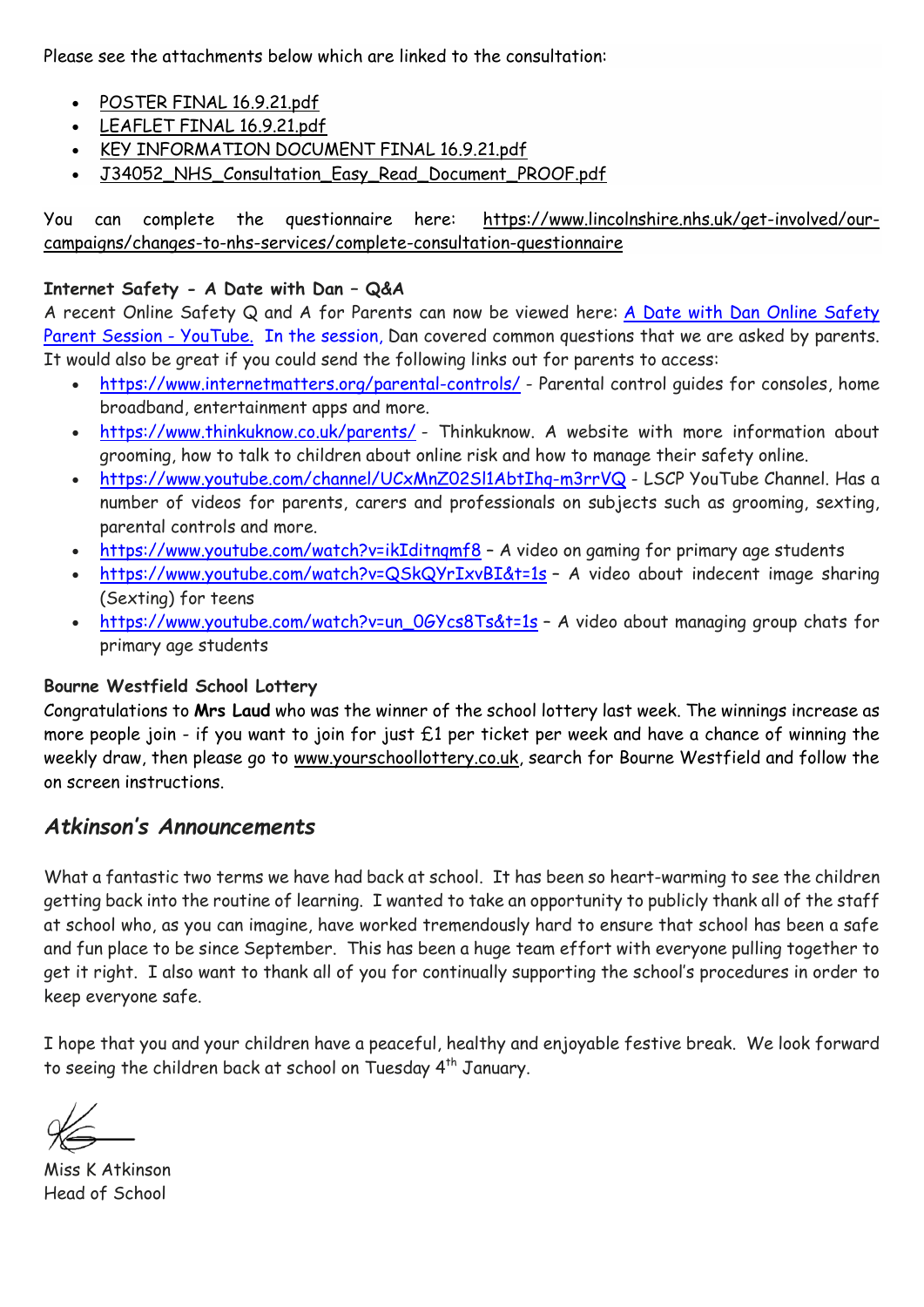Please see the attachments below which are linked to the consultation:

- POSTER FINAL 16.9.21.pdf
- LEAFLET FINAL 16.9.21.pdf
- KEY INFORMATION DOCUMENT FINAL 16.9.21.pdf
- J34052_NHS_Consultation_Easy_Read_Document_PROOF.pdf

You can complete the questionnaire here: https://www.lincolnshire.nhs.uk/get-involved/our-campaigns/changes-to-nhs-services/complete-consultation-questionnaire

**Internet Safety - A Date with Dan – Q&A**

A recent Online Safety Q and A for Parents can now be viewed here: A Date with Dan Online Safety Parent Session - YouTube. In the session, Dan covered common questions that we are asked by parents. It would also be great if you could send the following links out for parents to access:

- https://www.internetmatters.org/parental-controls/ - Parental control guides for consoles, home broadband, entertainment apps and more.
- https://www.thinkuknow.co.uk/parents/ - Thinkuknow. A website with more information about grooming, how to talk to children about online risk and how to manage their safety online.
- https://www.youtube.com/channel/UCxMnZ02Sl1AbtIhq-m3rrVQ - LSCP YouTube Channel. Has a number of videos for parents, carers and professionals on subjects such as grooming, sexting, parental controls and more.
- https://www.youtube.com/watch?v=ikIditnqmf8 – A video on gaming for primary age students
- https://www.youtube.com/watch?v=QSkQYrIxvBI&t=1s – A video about indecent image sharing (Sexting) for teens
- https://www.youtube.com/watch?v=un_0GYcs8Ts&t=1s – A video about managing group chats for primary age students

**Bourne Westfield School Lottery**

Congratulations to **Mrs Laud** who was the winner of the school lottery last week. The winnings increase as more people join - if you want to join for just £1 per ticket per week and have a chance of winning the weekly draw, then please go to www.yourschoollottery.co.uk, search for Bourne Westfield and follow the on screen instructions.

## *Atkinson's Announcements*

What a fantastic two terms we have had back at school. It has been so heart-warming to see the children getting back into the routine of learning. I wanted to take an opportunity to publicly thank all of the staff at school who, as you can imagine, have worked tremendously hard to ensure that school has been a safe and fun place to be since September. This has been a huge team effort with everyone pulling together to get it right. I also want to thank all of you for continually supporting the school's procedures in order to keep everyone safe.

I hope that you and your children have a peaceful, healthy and enjoyable festive break. We look forward to seeing the children back at school on Tuesday 4th January.

Miss K Atkinson
Head of School